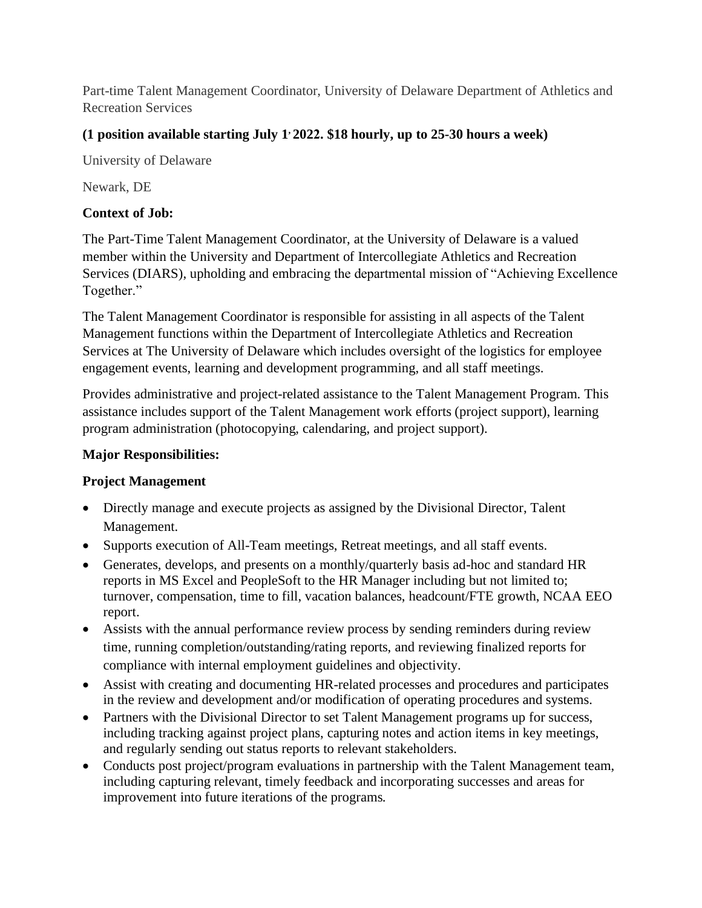Part-time Talent Management Coordinator, University of Delaware Department of Athletics and Recreation Services

**(1 position available starting July 1, 2022. $18 hourly, up to 25-30 hours a week)**

University of Delaware

Newark, DE

**Context of Job:**

The Part-Time Talent Management Coordinator, at the University of Delaware is a valued member within the University and Department of Intercollegiate Athletics and Recreation Services (DIARS), upholding and embracing the departmental mission of "Achieving Excellence Together."

The Talent Management Coordinator is responsible for assisting in all aspects of the Talent Management functions within the Department of Intercollegiate Athletics and Recreation Services at The University of Delaware which includes oversight of the logistics for employee engagement events, learning and development programming, and all staff meetings.

Provides administrative and project-related assistance to the Talent Management Program. This assistance includes support of the Talent Management work efforts (project support), learning program administration (photocopying, calendaring, and project support).

**Major Responsibilities:**

**Project Management**

- Directly manage and execute projects as assigned by the Divisional Director, Talent Management.
- Supports execution of All-Team meetings, Retreat meetings, and all staff events.
- Generates, develops, and presents on a monthly/quarterly basis ad-hoc and standard HR reports in MS Excel and PeopleSoft to the HR Manager including but not limited to; turnover, compensation, time to fill, vacation balances, headcount/FTE growth, NCAA EEO report.
- Assists with the annual performance review process by sending reminders during review time, running completion/outstanding/rating reports, and reviewing finalized reports for compliance with internal employment guidelines and objectivity.
- Assist with creating and documenting HR-related processes and procedures and participates in the review and development and/or modification of operating procedures and systems.
- Partners with the Divisional Director to set Talent Management programs up for success, including tracking against project plans, capturing notes and action items in key meetings, and regularly sending out status reports to relevant stakeholders.
- Conducts post project/program evaluations in partnership with the Talent Management team, including capturing relevant, timely feedback and incorporating successes and areas for improvement into future iterations of the programs.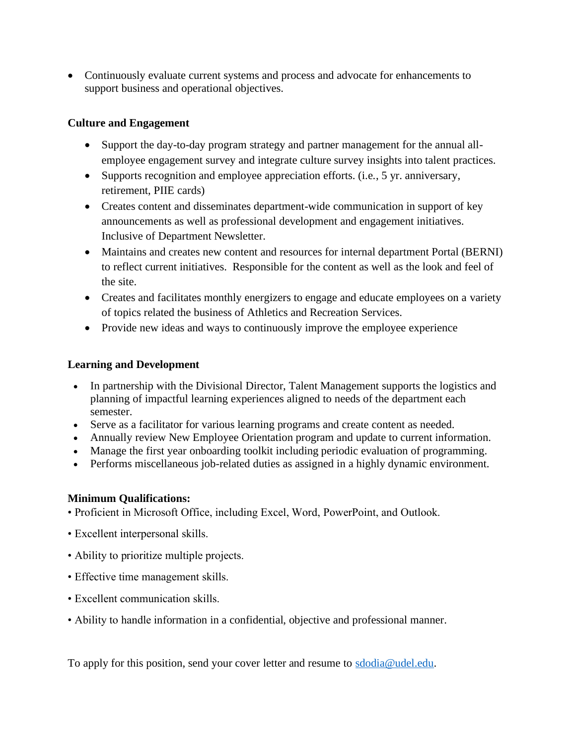- Continuously evaluate current systems and process and advocate for enhancements to support business and operational objectives.

**Culture and Engagement**

- Support the day-to-day program strategy and partner management for the annual all-employee engagement survey and integrate culture survey insights into talent practices.
- Supports recognition and employee appreciation efforts. (i.e., 5 yr. anniversary, retirement, PIIE cards)
- Creates content and disseminates department-wide communication in support of key announcements as well as professional development and engagement initiatives. Inclusive of Department Newsletter.
- Maintains and creates new content and resources for internal department Portal (BERNI) to reflect current initiatives. Responsible for the content as well as the look and feel of the site.
- Creates and facilitates monthly energizers to engage and educate employees on a variety of topics related the business of Athletics and Recreation Services.
- Provide new ideas and ways to continuously improve the employee experience

**Learning and Development**

- In partnership with the Divisional Director, Talent Management supports the logistics and planning of impactful learning experiences aligned to needs of the department each semester.
- Serve as a facilitator for various learning programs and create content as needed.
- Annually review New Employee Orientation program and update to current information.
- Manage the first year onboarding toolkit including periodic evaluation of programming.
- Performs miscellaneous job-related duties as assigned in a highly dynamic environment.

**Minimum Qualifications:**

- Proficient in Microsoft Office, including Excel, Word, PowerPoint, and Outlook.
- Excellent interpersonal skills.
- Ability to prioritize multiple projects.
- Effective time management skills.
- Excellent communication skills.
- Ability to handle information in a confidential, objective and professional manner.

To apply for this position, send your cover letter and resume to sdodia@udel.edu.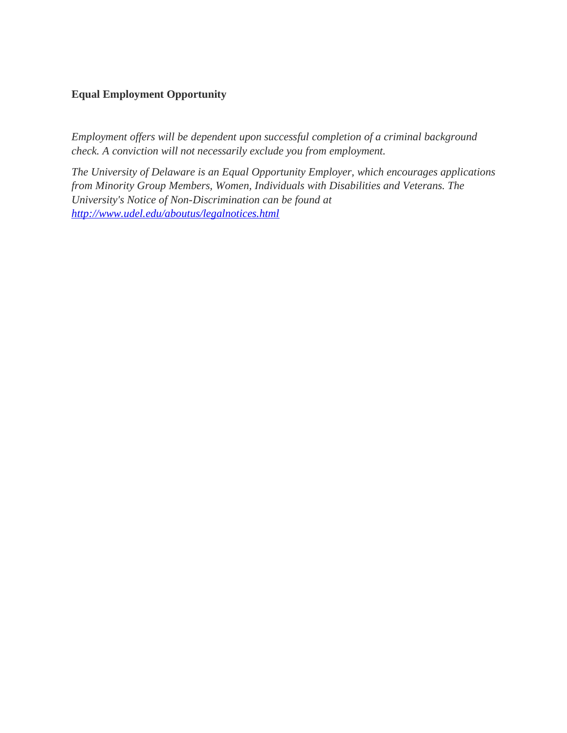**Equal Employment Opportunity**

*Employment offers will be dependent upon successful completion of a criminal background check. A conviction will not necessarily exclude you from employment.*

*The University of Delaware is an Equal Opportunity Employer, which encourages applications from Minority Group Members, Women, Individuals with Disabilities and Veterans. The University's Notice of Non-Discrimination can be found at [http://www.udel.edu/aboutus/legalnotices.html](http://www.udel.edu/aboutus/legalnotices.html)*